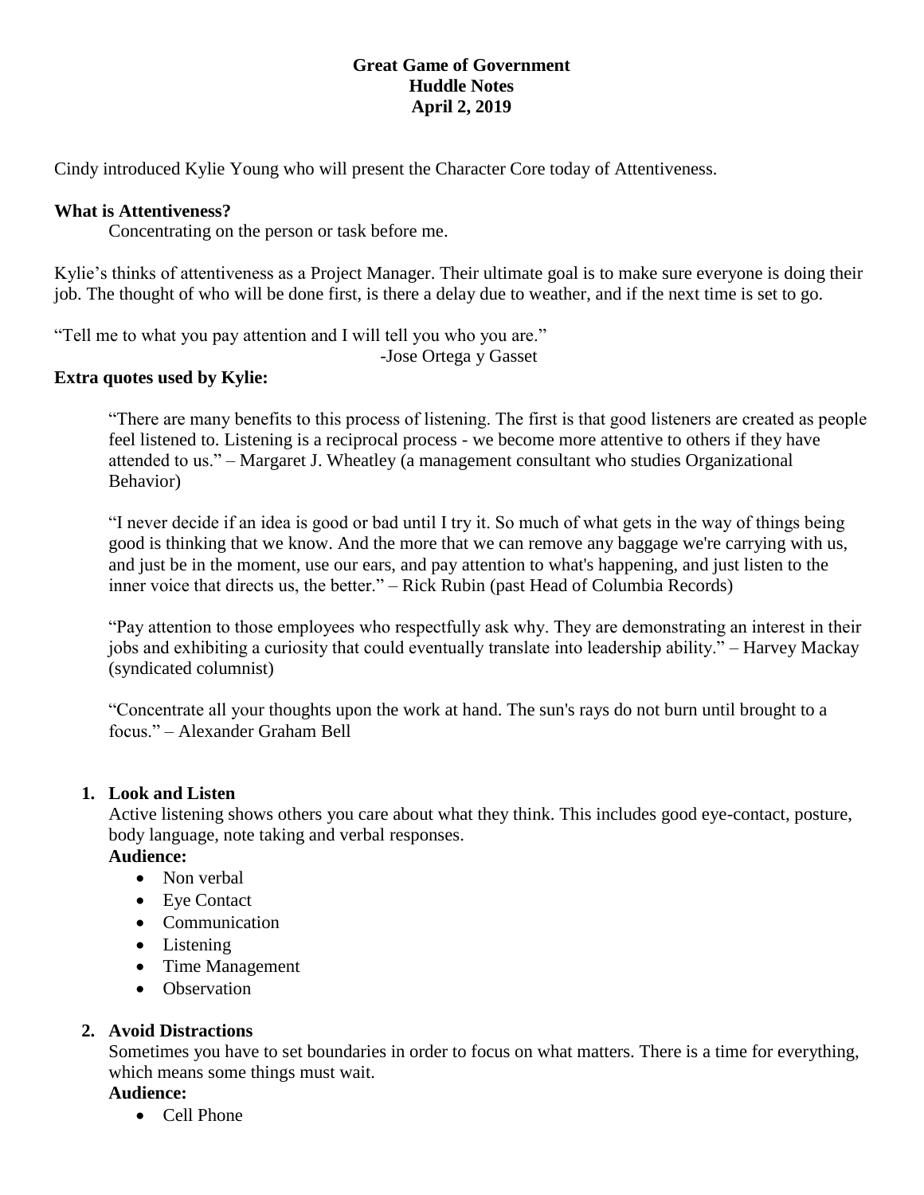**Great Game of Government**
**Huddle Notes**
**April 2, 2019**

Cindy introduced Kylie Young who will present the Character Core today of Attentiveness.

**What is Attentiveness?**

Concentrating on the person or task before me.

Kylie's thinks of attentiveness as a Project Manager. Their ultimate goal is to make sure everyone is doing their job. The thought of who will be done first, is there a delay due to weather, and if the next time is set to go.

"Tell me to what you pay attention and I will tell you who you are."
-Jose Ortega y Gasset

**Extra quotes used by Kylie:**

> "There are many benefits to this process of listening. The first is that good listeners are created as people feel listened to. Listening is a reciprocal process - we become more attentive to others if they have attended to us." – Margaret J. Wheatley (a management consultant who studies Organizational Behavior)
>
> "I never decide if an idea is good or bad until I try it. So much of what gets in the way of things being good is thinking that we know. And the more that we can remove any baggage we're carrying with us, and just be in the moment, use our ears, and pay attention to what's happening, and just listen to the inner voice that directs us, the better." – Rick Rubin (past Head of Columbia Records)
>
> "Pay attention to those employees who respectfully ask why. They are demonstrating an interest in their jobs and exhibiting a curiosity that could eventually translate into leadership ability." – Harvey Mackay (syndicated columnist)
>
> "Concentrate all your thoughts upon the work at hand. The sun's rays do not burn until brought to a focus." – Alexander Graham Bell

1. **Look and Listen**
   Active listening shows others you care about what they think. This includes good eye-contact, posture, body language, note taking and verbal responses.
   **Audience:**
   - Non verbal
   - Eye Contact
   - Communication
   - Listening
   - Time Management
   - Observation

2. **Avoid Distractions**
   Sometimes you have to set boundaries in order to focus on what matters. There is a time for everything, which means some things must wait.
   **Audience:**
   - Cell Phone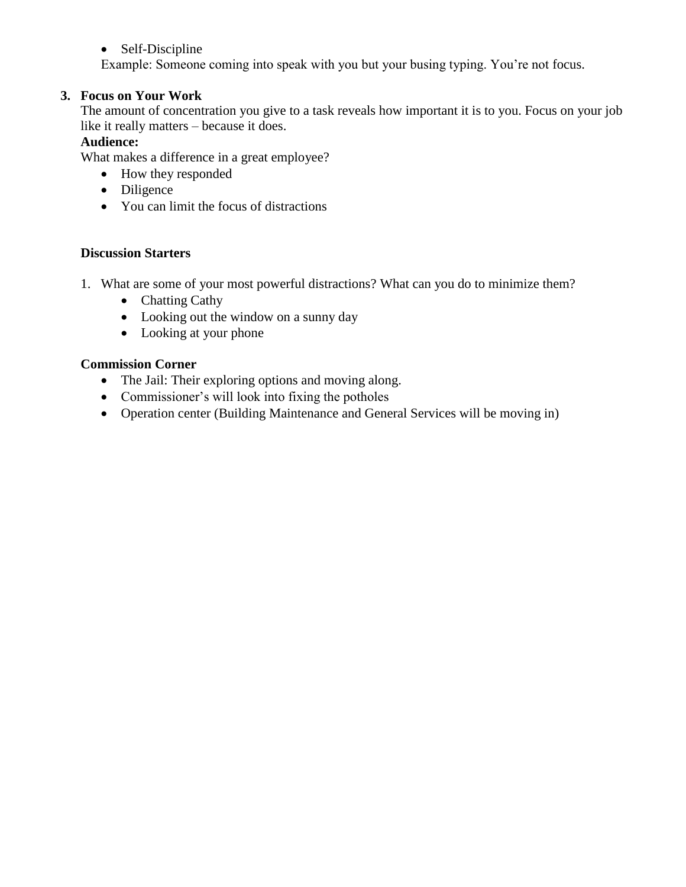- Self-Discipline

  Example: Someone coming into speak with you but your busing typing. You're not focus.

3. **Focus on Your Work**

   The amount of concentration you give to a task reveals how important it is to you. Focus on your job like it really matters – because it does.

   **Audience:**

   What makes a difference in a great employee?

   - How they responded
   - Diligence
   - You can limit the focus of distractions

**Discussion Starters**

1. What are some of your most powerful distractions? What can you do to minimize them?
   - Chatting Cathy
   - Looking out the window on a sunny day
   - Looking at your phone

**Commission Corner**

- The Jail: Their exploring options and moving along.
- Commissioner's will look into fixing the potholes
- Operation center (Building Maintenance and General Services will be moving in)